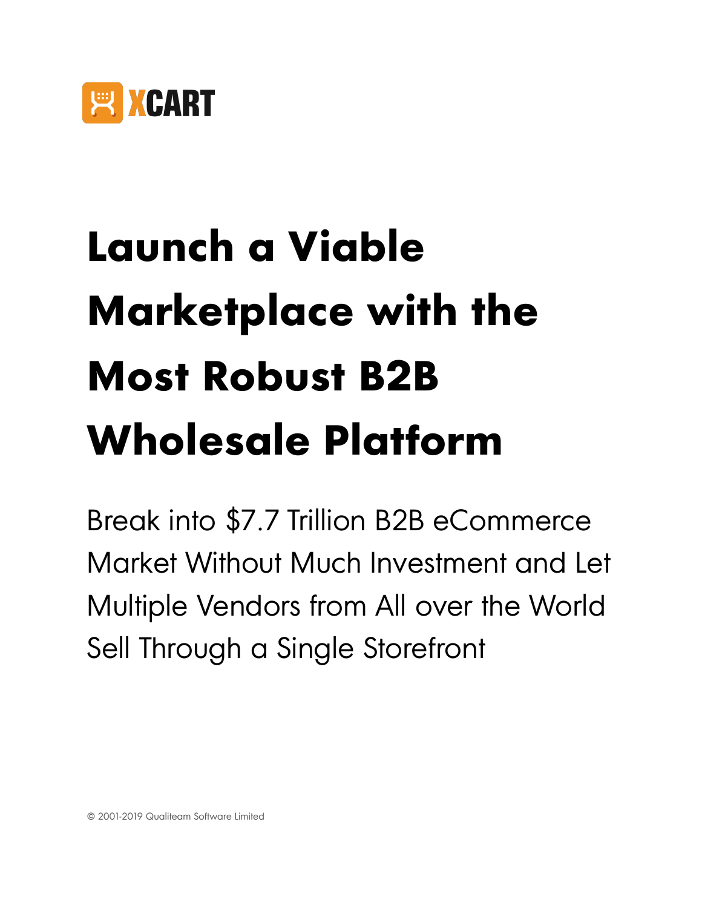XCART

# Launch a Viable Marketplace with the Most Robust B2B Wholesale Platform

Break into $7.7 Trillion B2B eCommerce Market Without Much Investment and Let Multiple Vendors from All over the World Sell Through a Single Storefront

© 2001-2019 Qualiteam Software Limited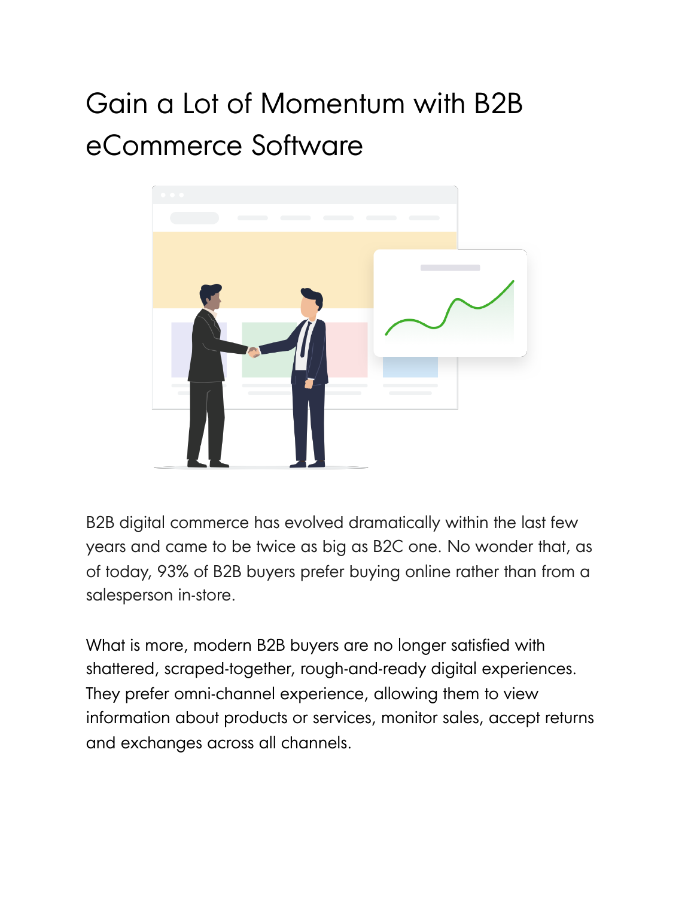# Gain a Lot of Momentum with B2B eCommerce Software

B2B digital commerce has evolved dramatically within the last few years and came to be twice as big as B2C one. No wonder that, as of today, 93% of B2B buyers prefer buying online rather than from a salesperson in-store.

What is more, modern B2B buyers are no longer satisfied with shattered, scraped-together, rough-and-ready digital experiences. They prefer omni-channel experience, allowing them to view information about products or services, monitor sales, accept returns and exchanges across all channels.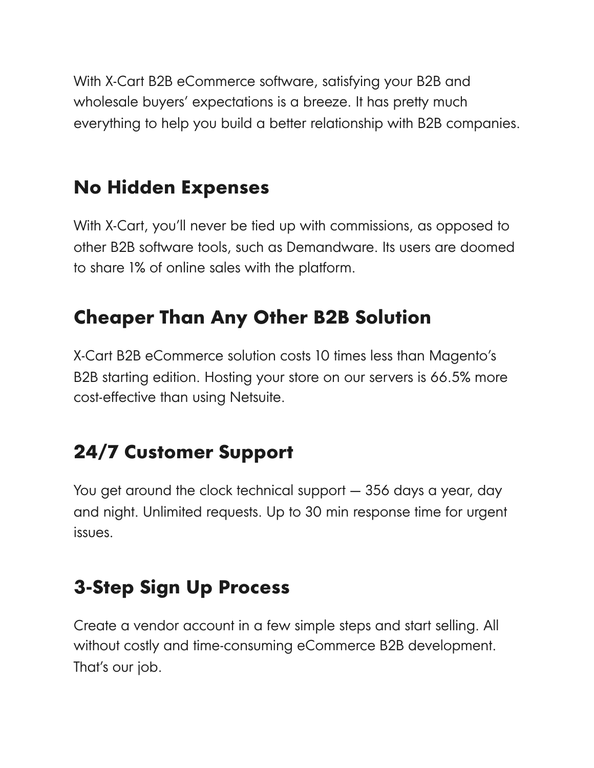With X-Cart B2B eCommerce software, satisfying your B2B and wholesale buyers' expectations is a breeze. It has pretty much everything to help you build a better relationship with B2B companies.

## No Hidden Expenses

With X-Cart, you'll never be tied up with commissions, as opposed to other B2B software tools, such as Demandware. Its users are doomed to share 1% of online sales with the platform.

## Cheaper Than Any Other B2B Solution

X-Cart B2B eCommerce solution costs 10 times less than Magento's B2B starting edition. Hosting your store on our servers is 66.5% more cost-effective than using Netsuite.

## 24/7 Customer Support

You get around the clock technical support — 356 days a year, day and night. Unlimited requests. Up to 30 min response time for urgent issues.

## 3-Step Sign Up Process

Create a vendor account in a few simple steps and start selling. All without costly and time-consuming eCommerce B2B development. That's our job.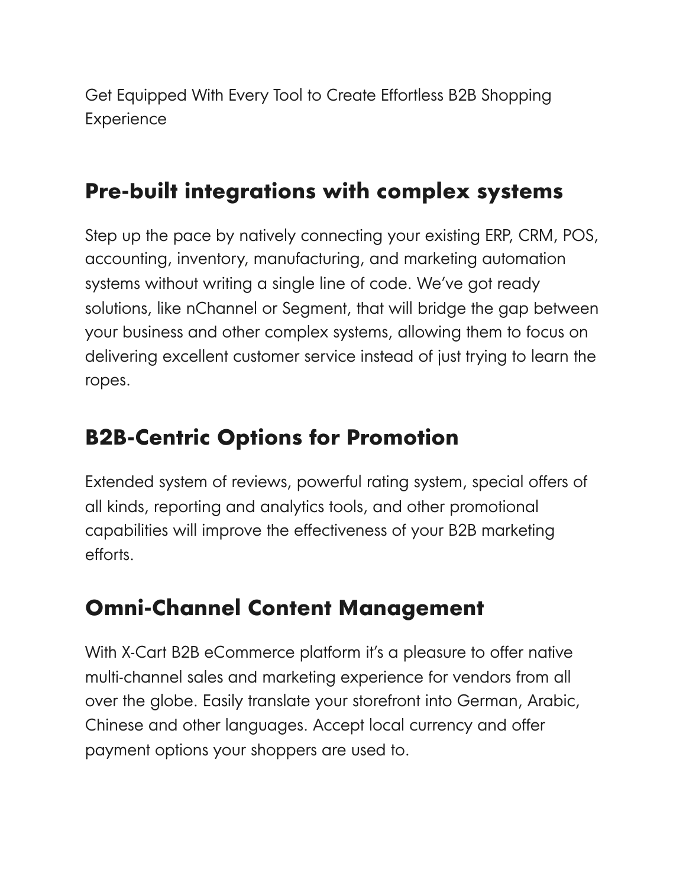Get Equipped With Every Tool to Create Effortless B2B Shopping Experience

## Pre-built integrations with complex systems

Step up the pace by natively connecting your existing ERP, CRM, POS, accounting, inventory, manufacturing, and marketing automation systems without writing a single line of code. We’ve got ready solutions, like nChannel or Segment, that will bridge the gap between your business and other complex systems, allowing them to focus on delivering excellent customer service instead of just trying to learn the ropes.

## B2B-Centric Options for Promotion

Extended system of reviews, powerful rating system, special offers of all kinds, reporting and analytics tools, and other promotional capabilities will improve the effectiveness of your B2B marketing efforts.

## Omni-Channel Content Management

With X-Cart B2B eCommerce platform it’s a pleasure to offer native multi-channel sales and marketing experience for vendors from all over the globe. Easily translate your storefront into German, Arabic, Chinese and other languages. Accept local currency and offer payment options your shoppers are used to.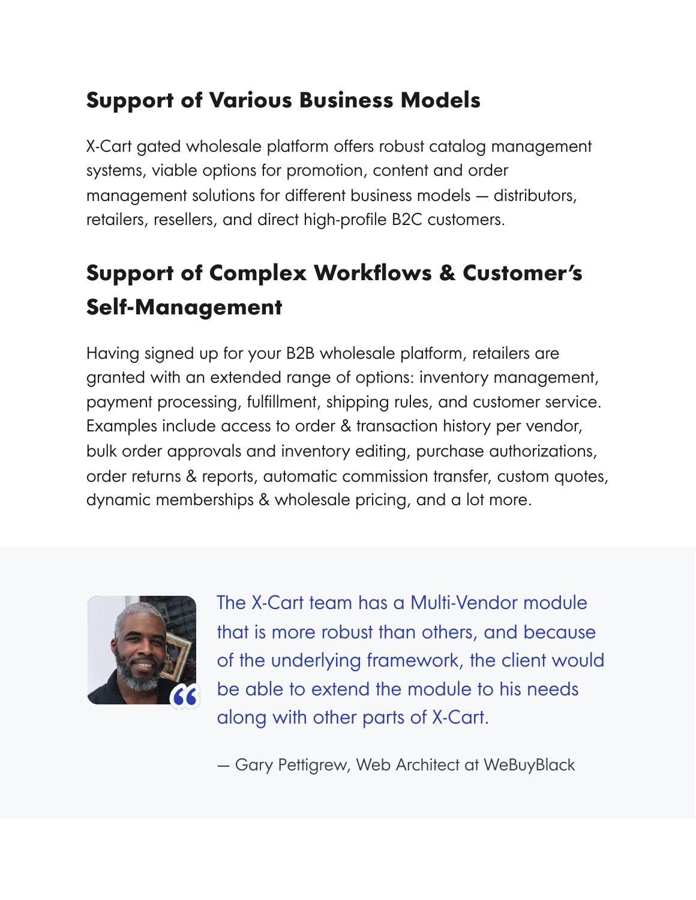## Support of Various Business Models

X-Cart gated wholesale platform offers robust catalog management systems, viable options for promotion, content and order management solutions for different business models — distributors, retailers, resellers, and direct high-profile B2C customers.

## Support of Complex Workflows & Customer's Self-Management

Having signed up for your B2B wholesale platform, retailers are granted with an extended range of options: inventory management, payment processing, fulfillment, shipping rules, and customer service. Examples include access to order & transaction history per vendor, bulk order approvals and inventory editing, purchase authorizations, order returns & reports, automatic commission transfer, custom quotes, dynamic memberships & wholesale pricing, and a lot more.

> The X-Cart team has a Multi-Vendor module that is more robust than others, and because of the underlying framework, the client would be able to extend the module to his needs along with other parts of X-Cart.
>
> — Gary Pettigrew, Web Architect at WeBuyBlack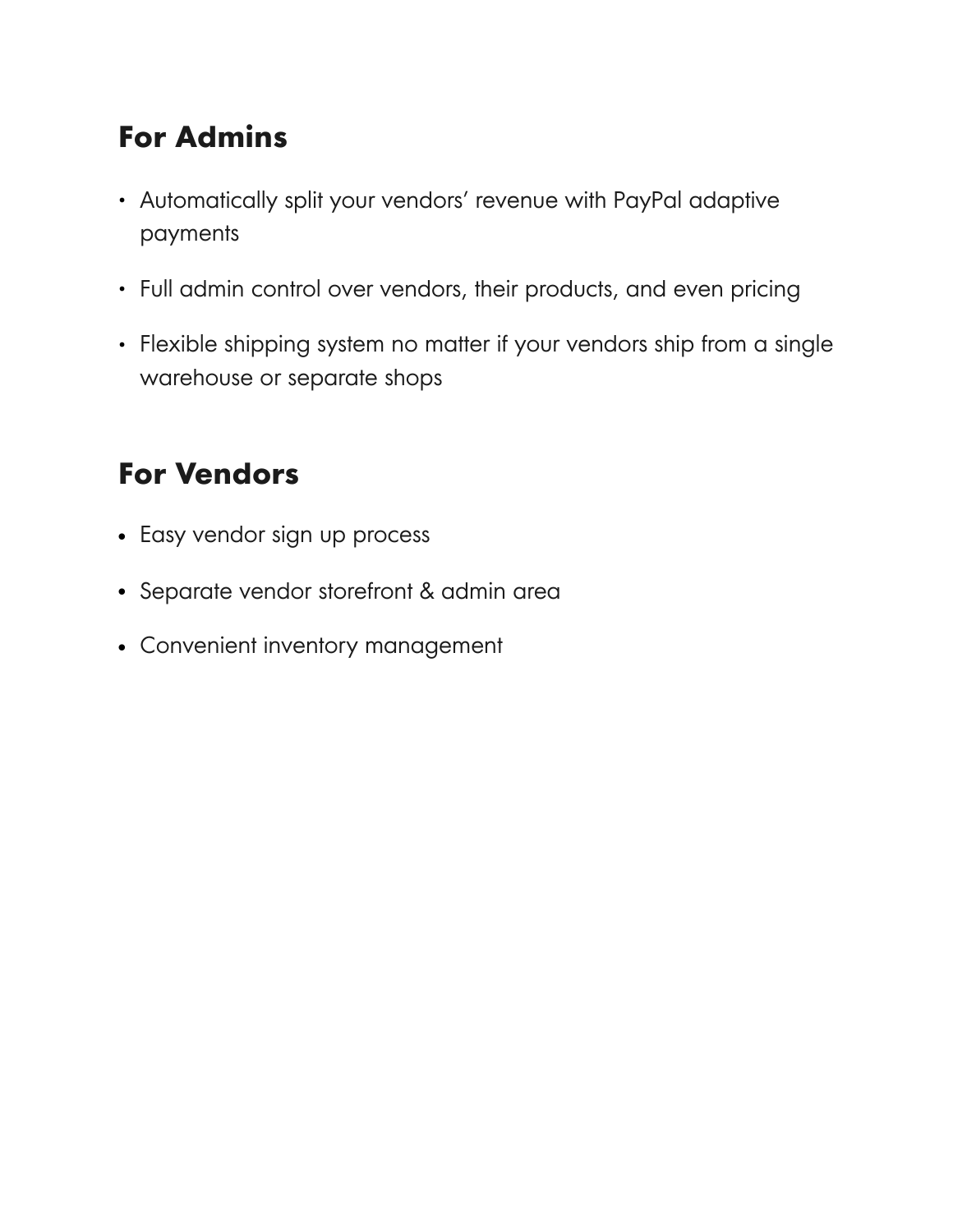## For Admins

- Automatically split your vendors’ revenue with PayPal adaptive payments
- Full admin control over vendors, their products, and even pricing
- Flexible shipping system no matter if your vendors ship from a single warehouse or separate shops

## For Vendors

- Easy vendor sign up process
- Separate vendor storefront & admin area
- Convenient inventory management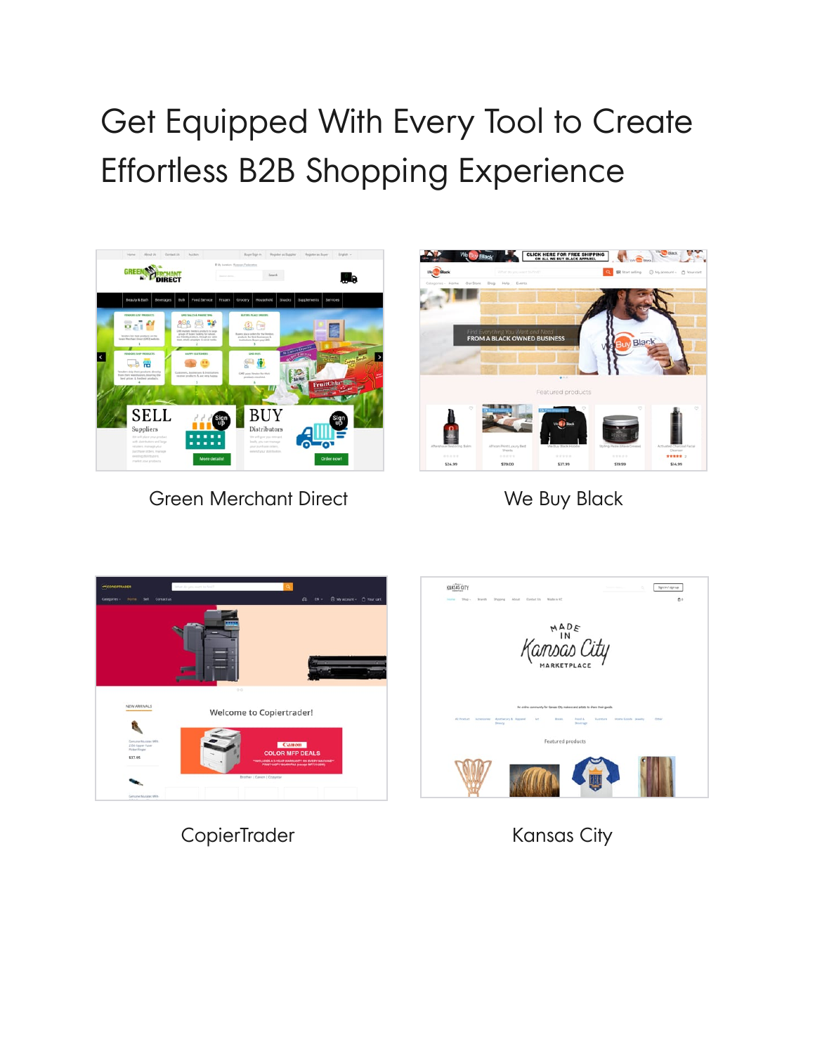# Get Equipped With Every Tool to Create Effortless B2B Shopping Experience

Green Merchant Direct

We Buy Black

CopierTrader

Kansas City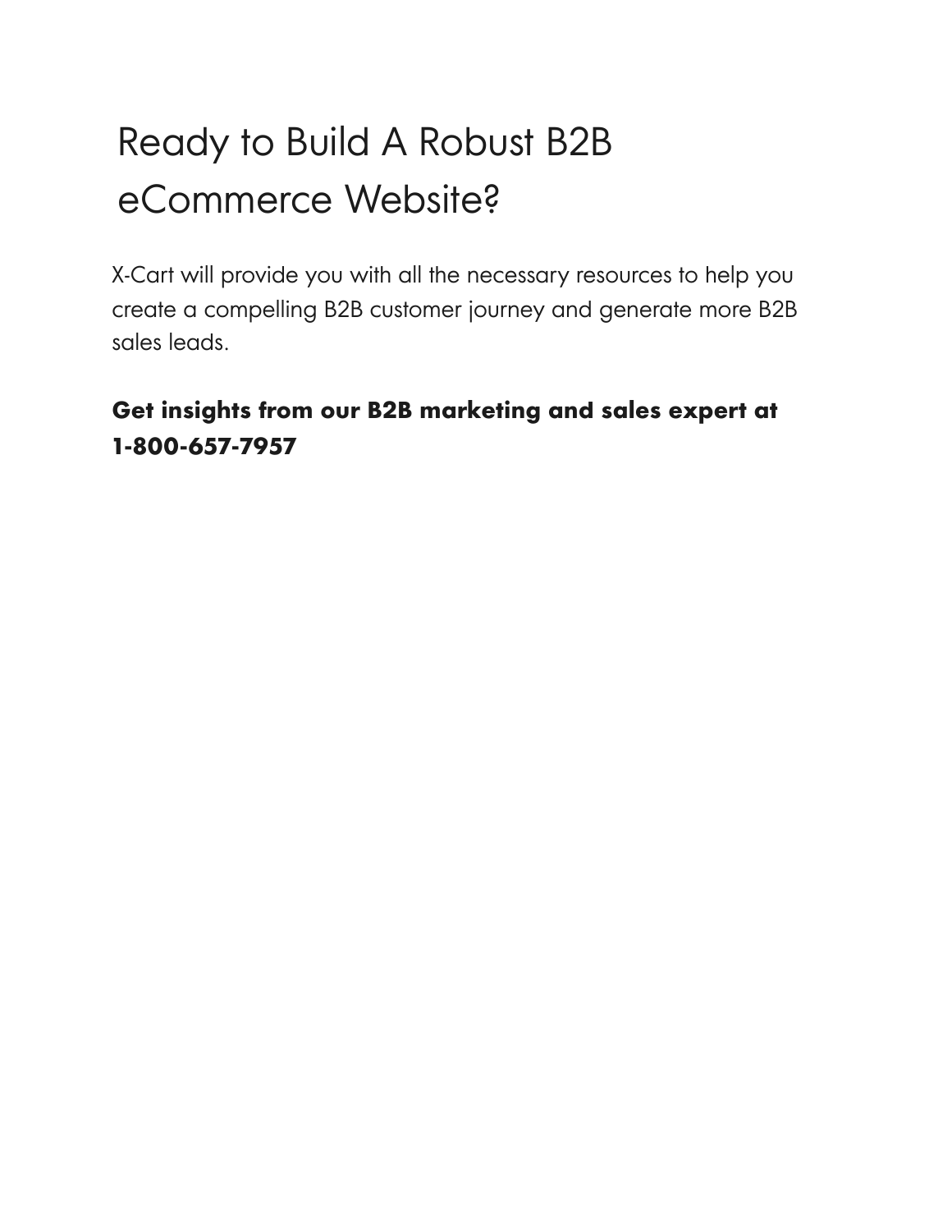# Ready to Build A Robust B2B eCommerce Website?

X-Cart will provide you with all the necessary resources to help you create a compelling B2B customer journey and generate more B2B sales leads.

**Get insights from our B2B marketing and sales expert at 1-800-657-7957**